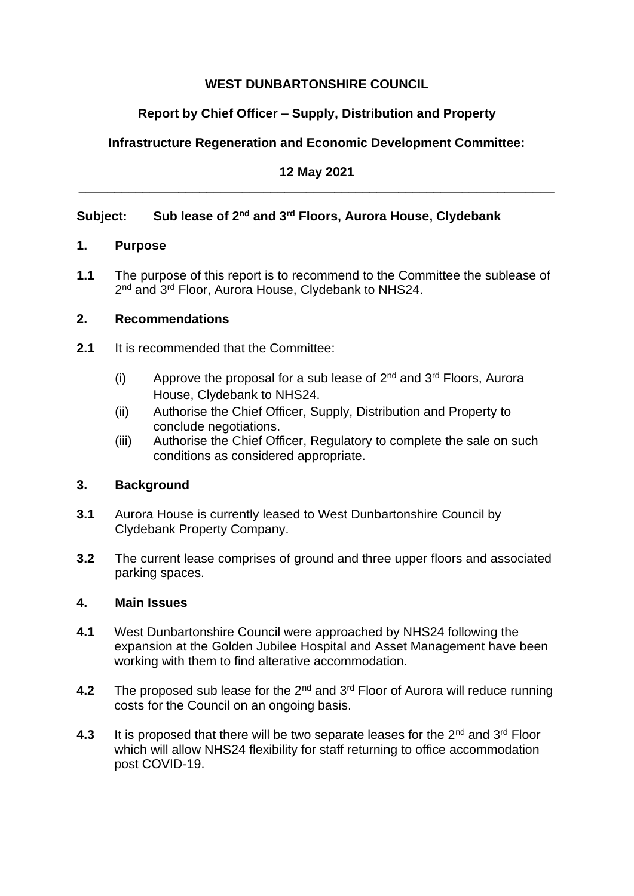**WEST DUNBARTONSHIRE COUNCIL**

**Report by Chief Officer – Supply, Distribution and Property**

**Infrastructure Regeneration and Economic Development Committee:**

**12 May 2021**

---

## Subject: Sub lease of 2nd and 3rd Floors, Aurora House, Clydebank

## 1. Purpose

**1.1** The purpose of this report is to recommend to the Committee the sublease of 2nd and 3rd Floor, Aurora House, Clydebank to NHS24.

## 2. Recommendations

**2.1** It is recommended that the Committee:

(i) Approve the proposal for a sub lease of 2nd and 3rd Floors, Aurora House, Clydebank to NHS24.

(ii) Authorise the Chief Officer, Supply, Distribution and Property to conclude negotiations.

(iii) Authorise the Chief Officer, Regulatory to complete the sale on such conditions as considered appropriate.

## 3. Background

**3.1** Aurora House is currently leased to West Dunbartonshire Council by Clydebank Property Company.

**3.2** The current lease comprises of ground and three upper floors and associated parking spaces.

## 4. Main Issues

**4.1** West Dunbartonshire Council were approached by NHS24 following the expansion at the Golden Jubilee Hospital and Asset Management have been working with them to find alterative accommodation.

**4.2** The proposed sub lease for the 2nd and 3rd Floor of Aurora will reduce running costs for the Council on an ongoing basis.

**4.3** It is proposed that there will be two separate leases for the 2nd and 3rd Floor which will allow NHS24 flexibility for staff returning to office accommodation post COVID-19.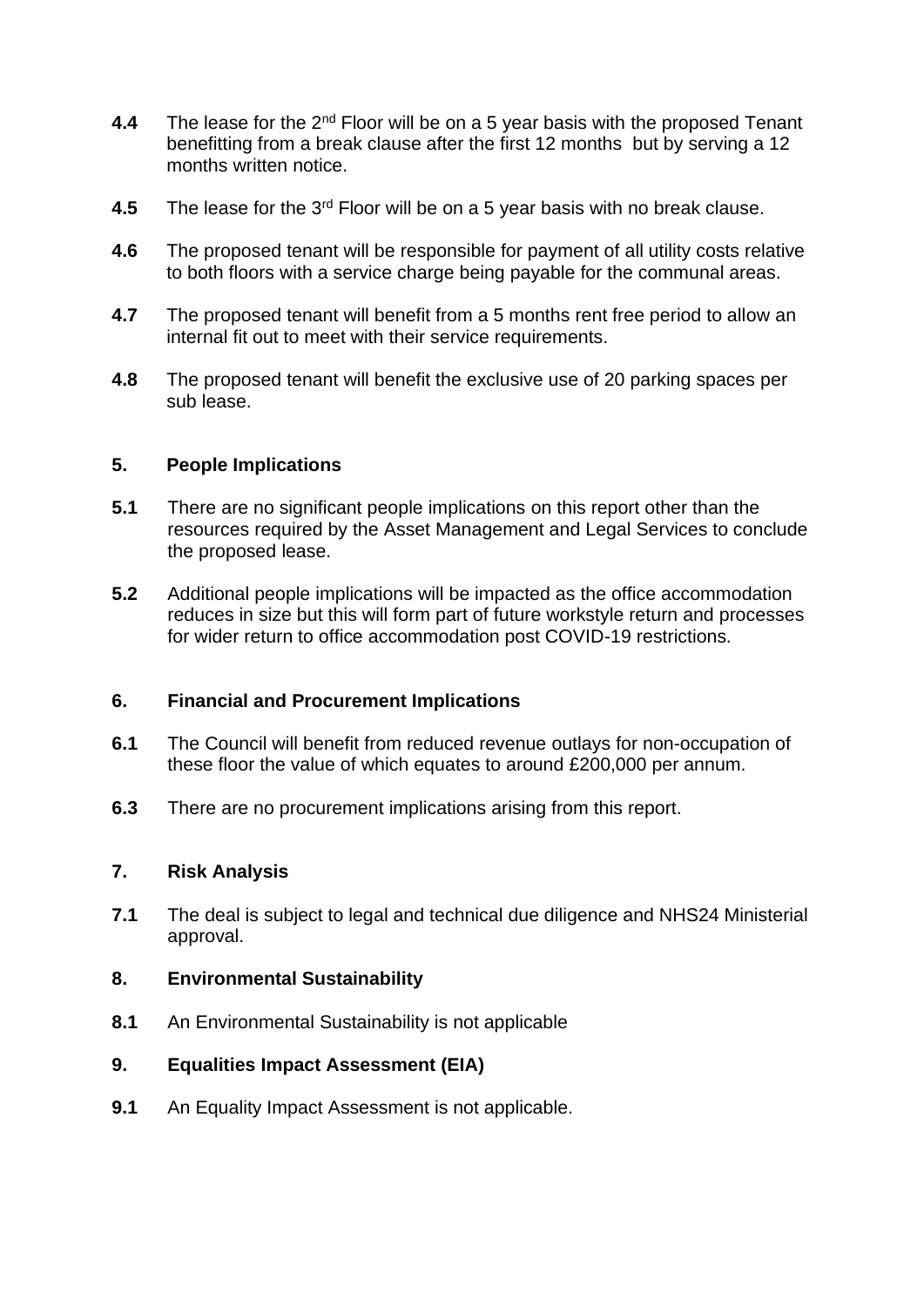**4.4** The lease for the 2nd Floor will be on a 5 year basis with the proposed Tenant benefitting from a break clause after the first 12 months but by serving a 12 months written notice.

**4.5** The lease for the 3rd Floor will be on a 5 year basis with no break clause.

**4.6** The proposed tenant will be responsible for payment of all utility costs relative to both floors with a service charge being payable for the communal areas.

**4.7** The proposed tenant will benefit from a 5 months rent free period to allow an internal fit out to meet with their service requirements.

**4.8** The proposed tenant will benefit the exclusive use of 20 parking spaces per sub lease.

## 5. People Implications

**5.1** There are no significant people implications on this report other than the resources required by the Asset Management and Legal Services to conclude the proposed lease.

**5.2** Additional people implications will be impacted as the office accommodation reduces in size but this will form part of future workstyle return and processes for wider return to office accommodation post COVID-19 restrictions.

## 6. Financial and Procurement Implications

**6.1** The Council will benefit from reduced revenue outlays for non-occupation of these floor the value of which equates to around £200,000 per annum.

**6.3** There are no procurement implications arising from this report.

## 7. Risk Analysis

**7.1** The deal is subject to legal and technical due diligence and NHS24 Ministerial approval.

## 8. Environmental Sustainability

**8.1** An Environmental Sustainability is not applicable

## 9. Equalities Impact Assessment (EIA)

**9.1** An Equality Impact Assessment is not applicable.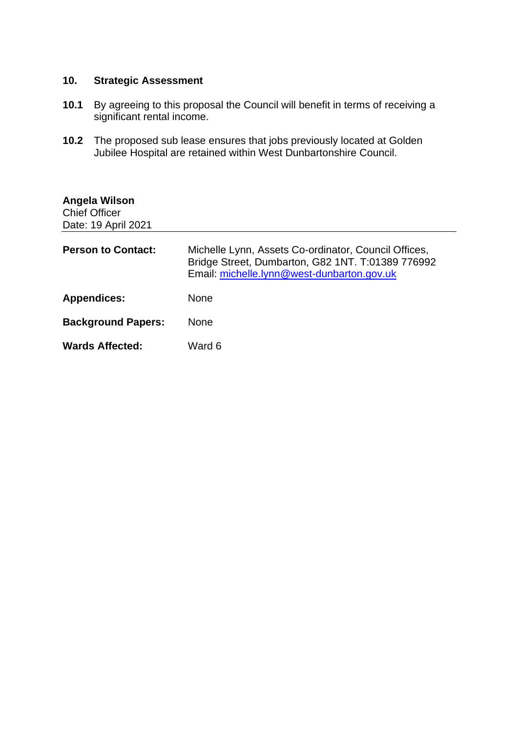## 10. Strategic Assessment

**10.1** By agreeing to this proposal the Council will benefit in terms of receiving a significant rental income.

**10.2** The proposed sub lease ensures that jobs previously located at Golden Jubilee Hospital are retained within West Dunbartonshire Council.

**Angela Wilson**
Chief Officer
Date: 19 April 2021

---

| | |
|---|---|
| **Person to Contact:** | Michelle Lynn, Assets Co-ordinator, Council Offices, Bridge Street, Dumbarton, G82 1NT. T:01389 776992 Email: michelle.lynn@west-dunbarton.gov.uk |
| **Appendices:** | None |
| **Background Papers:** | None |
| **Wards Affected:** | Ward 6 |